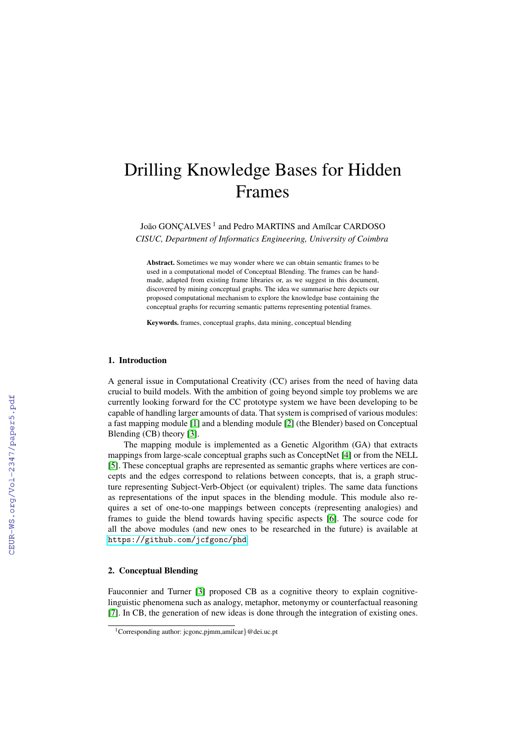# Drilling Knowledge Bases for Hidden Frames

João GONÇALVES [1] and Pedro MARTINS and Amílcar CARDOSO
*CISUC, Department of Informatics Engineering, University of Coimbra*

**Abstract.** Sometimes we may wonder where we can obtain semantic frames to be used in a computational model of Conceptual Blending. The frames can be hand-made, adapted from existing frame libraries or, as we suggest in this document, discovered by mining conceptual graphs. The idea we summarise here depicts our proposed computational mechanism to explore the knowledge base containing the conceptual graphs for recurring semantic patterns representing potential frames.

**Keywords.** frames, conceptual graphs, data mining, conceptual blending

## 1. Introduction

A general issue in Computational Creativity (CC) arises from the need of having data crucial to build models. With the ambition of going beyond simple toy problems we are currently looking forward for the CC prototype system we have been developing to be capable of handling larger amounts of data. That system is comprised of various modules: a fast mapping module [1] and a blending module [2] (the Blender) based on Conceptual Blending (CB) theory [3].

The mapping module is implemented as a Genetic Algorithm (GA) that extracts mappings from large-scale conceptual graphs such as ConceptNet [4] or from the NELL [5]. These conceptual graphs are represented as semantic graphs where vertices are concepts and the edges correspond to relations between concepts, that is, a graph structure representing Subject-Verb-Object (or equivalent) triples. The same data functions as representations of the input spaces in the blending module. This module also requires a set of one-to-one mappings between concepts (representing analogies) and frames to guide the blend towards having specific aspects [6]. The source code for all the above modules (and new ones to be researched in the future) is available at `https://github.com/jcfgonc/phd`

## 2. Conceptual Blending

Fauconnier and Turner [3] proposed CB as a cognitive theory to explain cognitive-linguistic phenomena such as analogy, metaphor, metonymy or counterfactual reasoning [7]. In CB, the generation of new ideas is done through the integration of existing ones.

[1] Corresponding author: jcgonc,pjmm,amilcar}@dei.uc.pt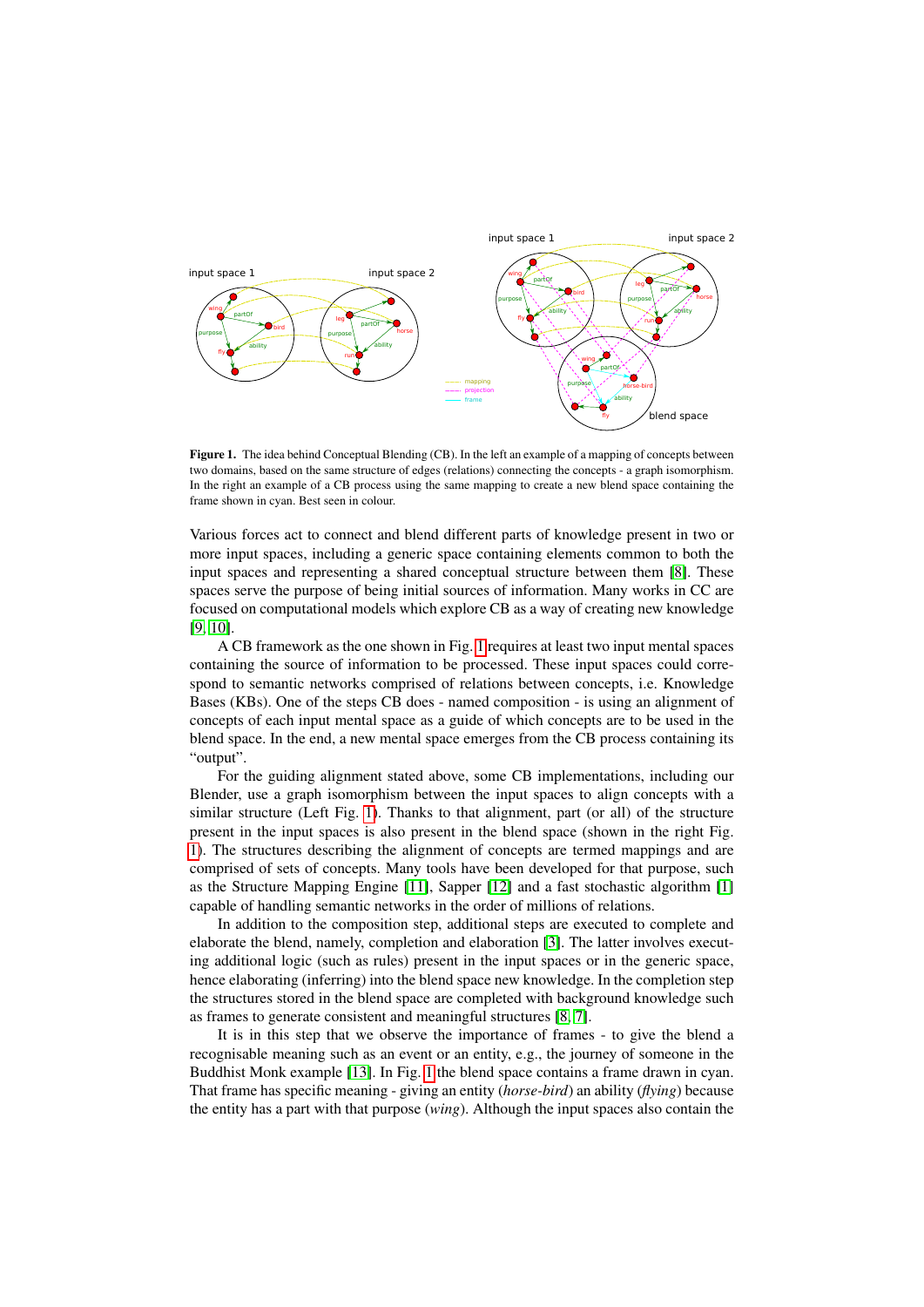**Figure 1.** The idea behind Conceptual Blending (CB). In the left an example of a mapping of concepts between two domains, based on the same structure of edges (relations) connecting the concepts - a graph isomorphism. In the right an example of a CB process using the same mapping to create a new blend space containing the frame shown in cyan. Best seen in colour.

Various forces act to connect and blend different parts of knowledge present in two or more input spaces, including a generic space containing elements common to both the input spaces and representing a shared conceptual structure between them [8]. These spaces serve the purpose of being initial sources of information. Many works in CC are focused on computational models which explore CB as a way of creating new knowledge [9, 10].

A CB framework as the one shown in Fig. 1 requires at least two input mental spaces containing the source of information to be processed. These input spaces could correspond to semantic networks comprised of relations between concepts, i.e. Knowledge Bases (KBs). One of the steps CB does - named composition - is using an alignment of concepts of each input mental space as a guide of which concepts are to be used in the blend space. In the end, a new mental space emerges from the CB process containing its "output".

For the guiding alignment stated above, some CB implementations, including our Blender, use a graph isomorphism between the input spaces to align concepts with a similar structure (Left Fig. 1). Thanks to that alignment, part (or all) of the structure present in the input spaces is also present in the blend space (shown in the right Fig. 1). The structures describing the alignment of concepts are termed mappings and are comprised of sets of concepts. Many tools have been developed for that purpose, such as the Structure Mapping Engine [11], Sapper [12] and a fast stochastic algorithm [1] capable of handling semantic networks in the order of millions of relations.

In addition to the composition step, additional steps are executed to complete and elaborate the blend, namely, completion and elaboration [3]. The latter involves executing additional logic (such as rules) present in the input spaces or in the generic space, hence elaborating (inferring) into the blend space new knowledge. In the completion step the structures stored in the blend space are completed with background knowledge such as frames to generate consistent and meaningful structures [8, 7].

It is in this step that we observe the importance of frames - to give the blend a recognisable meaning such as an event or an entity, e.g., the journey of someone in the Buddhist Monk example [13]. In Fig. 1 the blend space contains a frame drawn in cyan. That frame has specific meaning - giving an entity (*horse-bird*) an ability (*flying*) because the entity has a part with that purpose (*wing*). Although the input spaces also contain the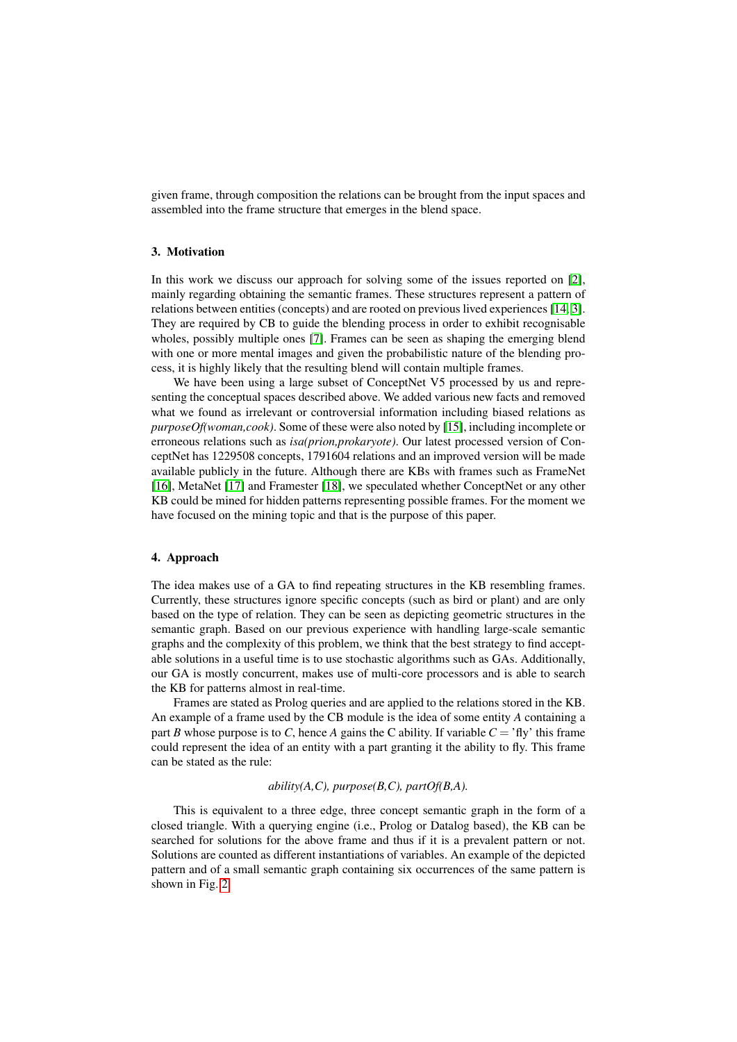given frame, through composition the relations can be brought from the input spaces and assembled into the frame structure that emerges in the blend space.

## 3. Motivation

In this work we discuss our approach for solving some of the issues reported on [2], mainly regarding obtaining the semantic frames. These structures represent a pattern of relations between entities (concepts) and are rooted on previous lived experiences [14, 3]. They are required by CB to guide the blending process in order to exhibit recognisable wholes, possibly multiple ones [7]. Frames can be seen as shaping the emerging blend with one or more mental images and given the probabilistic nature of the blending process, it is highly likely that the resulting blend will contain multiple frames.

We have been using a large subset of ConceptNet V5 processed by us and representing the conceptual spaces described above. We added various new facts and removed what we found as irrelevant or controversial information including biased relations as *purposeOf(woman,cook)*. Some of these were also noted by [15], including incomplete or erroneous relations such as *isa(prion,prokaryote)*. Our latest processed version of ConceptNet has 1229508 concepts, 1791604 relations and an improved version will be made available publicly in the future. Although there are KBs with frames such as FrameNet [16], MetaNet [17] and Framester [18], we speculated whether ConceptNet or any other KB could be mined for hidden patterns representing possible frames. For the moment we have focused on the mining topic and that is the purpose of this paper.

## 4. Approach

The idea makes use of a GA to find repeating structures in the KB resembling frames. Currently, these structures ignore specific concepts (such as bird or plant) and are only based on the type of relation. They can be seen as depicting geometric structures in the semantic graph. Based on our previous experience with handling large-scale semantic graphs and the complexity of this problem, we think that the best strategy to find acceptable solutions in a useful time is to use stochastic algorithms such as GAs. Additionally, our GA is mostly concurrent, makes use of multi-core processors and is able to search the KB for patterns almost in real-time.

Frames are stated as Prolog queries and are applied to the relations stored in the KB. An example of a frame used by the CB module is the idea of some entity *A* containing a part *B* whose purpose is to *C*, hence *A* gains the C ability. If variable $C =$ 'fly' this frame could represent the idea of an entity with a part granting it the ability to fly. This frame can be stated as the rule:

*ability(A,C), purpose(B,C), partOf(B,A).*

This is equivalent to a three edge, three concept semantic graph in the form of a closed triangle. With a querying engine (i.e., Prolog or Datalog based), the KB can be searched for solutions for the above frame and thus if it is a prevalent pattern or not. Solutions are counted as different instantiations of variables. An example of the depicted pattern and of a small semantic graph containing six occurrences of the same pattern is shown in Fig. 2.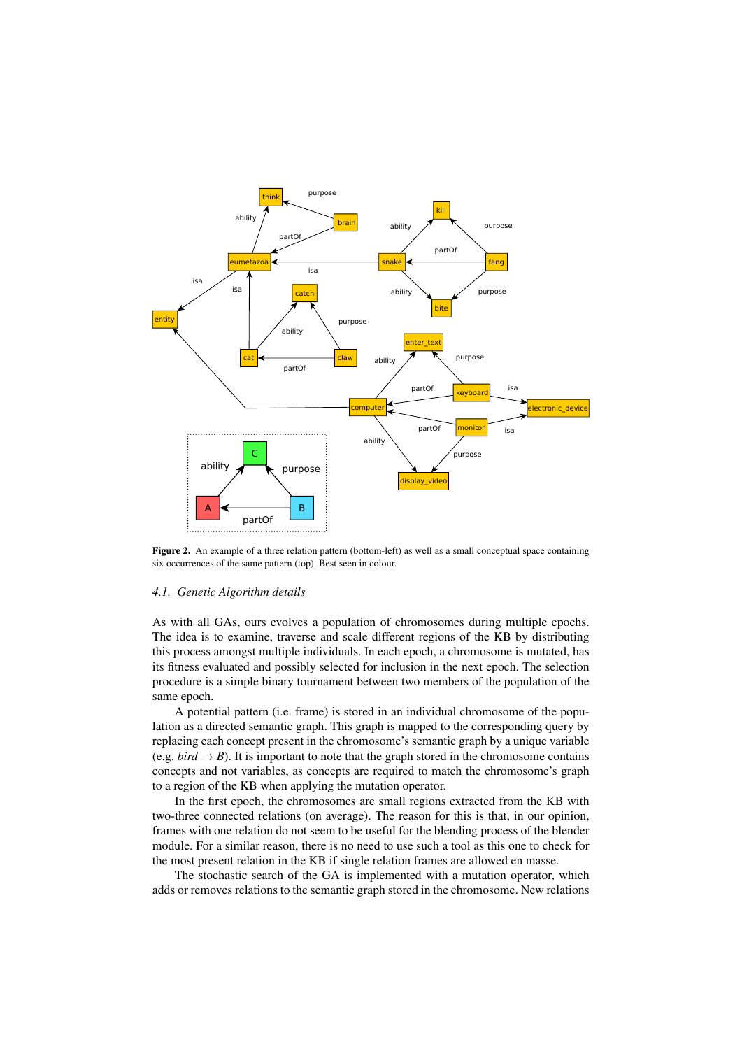**Figure 2.** An example of a three relation pattern (bottom-left) as well as a small conceptual space containing six occurrences of the same pattern (top). Best seen in colour.

### 4.1. Genetic Algorithm details

As with all GAs, ours evolves a population of chromosomes during multiple epochs. The idea is to examine, traverse and scale different regions of the KB by distributing this process amongst multiple individuals. In each epoch, a chromosome is mutated, has its fitness evaluated and possibly selected for inclusion in the next epoch. The selection procedure is a simple binary tournament between two members of the population of the same epoch.

A potential pattern (i.e. frame) is stored in an individual chromosome of the population as a directed semantic graph. This graph is mapped to the corresponding query by replacing each concept present in the chromosome's semantic graph by a unique variable (e.g. *bird* $\rightarrow B$). It is important to note that the graph stored in the chromosome contains concepts and not variables, as concepts are required to match the chromosome's graph to a region of the KB when applying the mutation operator.

In the first epoch, the chromosomes are small regions extracted from the KB with two-three connected relations (on average). The reason for this is that, in our opinion, frames with one relation do not seem to be useful for the blending process of the blender module. For a similar reason, there is no need to use such a tool as this one to check for the most present relation in the KB if single relation frames are allowed en masse.

The stochastic search of the GA is implemented with a mutation operator, which adds or removes relations to the semantic graph stored in the chromosome. New relations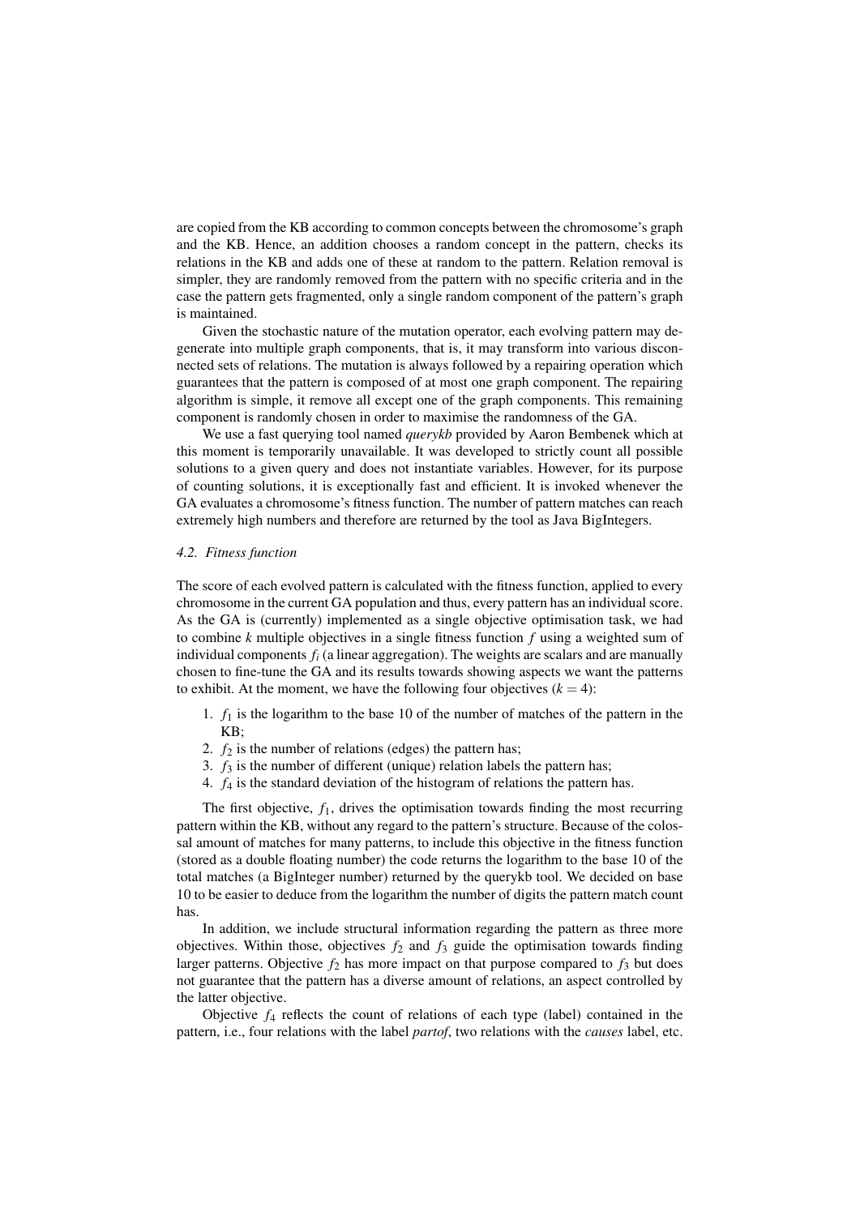are copied from the KB according to common concepts between the chromosome's graph and the KB. Hence, an addition chooses a random concept in the pattern, checks its relations in the KB and adds one of these at random to the pattern. Relation removal is simpler, they are randomly removed from the pattern with no specific criteria and in the case the pattern gets fragmented, only a single random component of the pattern's graph is maintained.

Given the stochastic nature of the mutation operator, each evolving pattern may degenerate into multiple graph components, that is, it may transform into various disconnected sets of relations. The mutation is always followed by a repairing operation which guarantees that the pattern is composed of at most one graph component. The repairing algorithm is simple, it remove all except one of the graph components. This remaining component is randomly chosen in order to maximise the randomness of the GA.

We use a fast querying tool named *querykb* provided by Aaron Bembenek which at this moment is temporarily unavailable. It was developed to strictly count all possible solutions to a given query and does not instantiate variables. However, for its purpose of counting solutions, it is exceptionally fast and efficient. It is invoked whenever the GA evaluates a chromosome's fitness function. The number of pattern matches can reach extremely high numbers and therefore are returned by the tool as Java BigIntegers.

### *4.2. Fitness function*

The score of each evolved pattern is calculated with the fitness function, applied to every chromosome in the current GA population and thus, every pattern has an individual score. As the GA is (currently) implemented as a single objective optimisation task, we had to combine $k$ multiple objectives in a single fitness function $f$ using a weighted sum of individual components $f_i$ (a linear aggregation). The weights are scalars and are manually chosen to fine-tune the GA and its results towards showing aspects we want the patterns to exhibit. At the moment, we have the following four objectives ($k = 4$):

1. $f_1$ is the logarithm to the base 10 of the number of matches of the pattern in the KB;
2. $f_2$ is the number of relations (edges) the pattern has;
3. $f_3$ is the number of different (unique) relation labels the pattern has;
4. $f_4$ is the standard deviation of the histogram of relations the pattern has.

The first objective, $f_1$, drives the optimisation towards finding the most recurring pattern within the KB, without any regard to the pattern's structure. Because of the colossal amount of matches for many patterns, to include this objective in the fitness function (stored as a double floating number) the code returns the logarithm to the base 10 of the total matches (a BigInteger number) returned by the querykb tool. We decided on base 10 to be easier to deduce from the logarithm the number of digits the pattern match count has.

In addition, we include structural information regarding the pattern as three more objectives. Within those, objectives $f_2$ and $f_3$ guide the optimisation towards finding larger patterns. Objective $f_2$ has more impact on that purpose compared to $f_3$ but does not guarantee that the pattern has a diverse amount of relations, an aspect controlled by the latter objective.

Objective $f_4$ reflects the count of relations of each type (label) contained in the pattern, i.e., four relations with the label *partof*, two relations with the *causes* label, etc.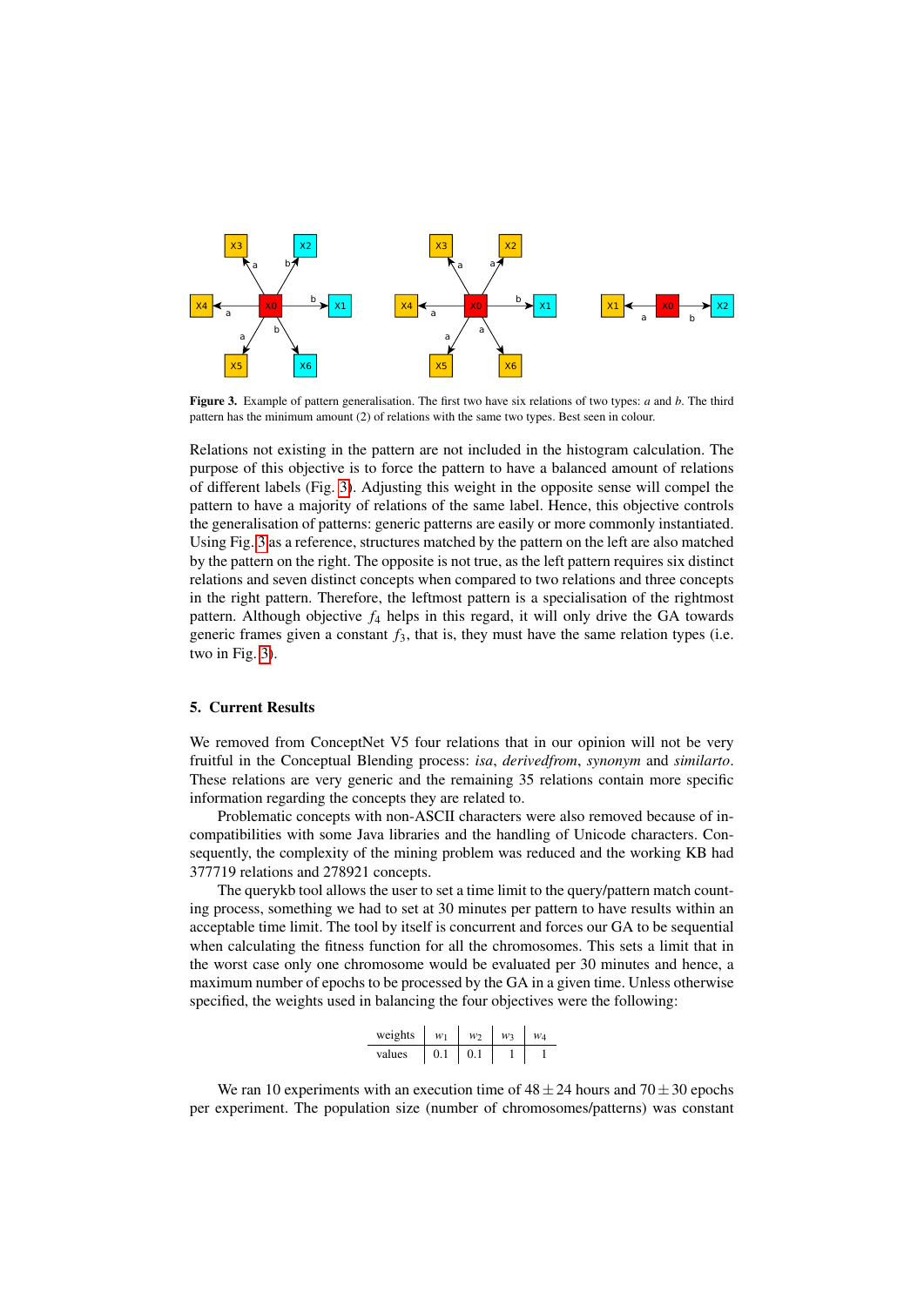**Figure 3.** Example of pattern generalisation. The first two have six relations of two types: *a* and *b*. The third pattern has the minimum amount (2) of relations with the same two types. Best seen in colour.

Relations not existing in the pattern are not included in the histogram calculation. The purpose of this objective is to force the pattern to have a balanced amount of relations of different labels (Fig. 3). Adjusting this weight in the opposite sense will compel the pattern to have a majority of relations of the same label. Hence, this objective controls the generalisation of patterns: generic patterns are easily or more commonly instantiated. Using Fig. 3 as a reference, structures matched by the pattern on the left are also matched by the pattern on the right. The opposite is not true, as the left pattern requires six distinct relations and seven distinct concepts when compared to two relations and three concepts in the right pattern. Therefore, the leftmost pattern is a specialisation of the rightmost pattern. Although objective $f_4$ helps in this regard, it will only drive the GA towards generic frames given a constant $f_3$, that is, they must have the same relation types (i.e. two in Fig. 3).

## 5. Current Results

We removed from ConceptNet V5 four relations that in our opinion will not be very fruitful in the Conceptual Blending process: *isa*, *derivedfrom*, *synonym* and *similarto*. These relations are very generic and the remaining 35 relations contain more specific information regarding the concepts they are related to.

Problematic concepts with non-ASCII characters were also removed because of incompatibilities with some Java libraries and the handling of Unicode characters. Consequently, the complexity of the mining problem was reduced and the working KB had 377719 relations and 278921 concepts.

The querykb tool allows the user to set a time limit to the query/pattern match counting process, something we had to set at 30 minutes per pattern to have results within an acceptable time limit. The tool by itself is concurrent and forces our GA to be sequential when calculating the fitness function for all the chromosomes. This sets a limit that in the worst case only one chromosome would be evaluated per 30 minutes and hence, a maximum number of epochs to be processed by the GA in a given time. Unless otherwise specified, the weights used in balancing the four objectives were the following:

| weights | $w_1$ | $w_2$ | $w_3$ | $w_4$ |
|---|---|---|---|---|
| values | 0.1 | 0.1 | 1 | 1 |

We ran 10 experiments with an execution time of $48 \pm 24$ hours and $70 \pm 30$ epochs per experiment. The population size (number of chromosomes/patterns) was constant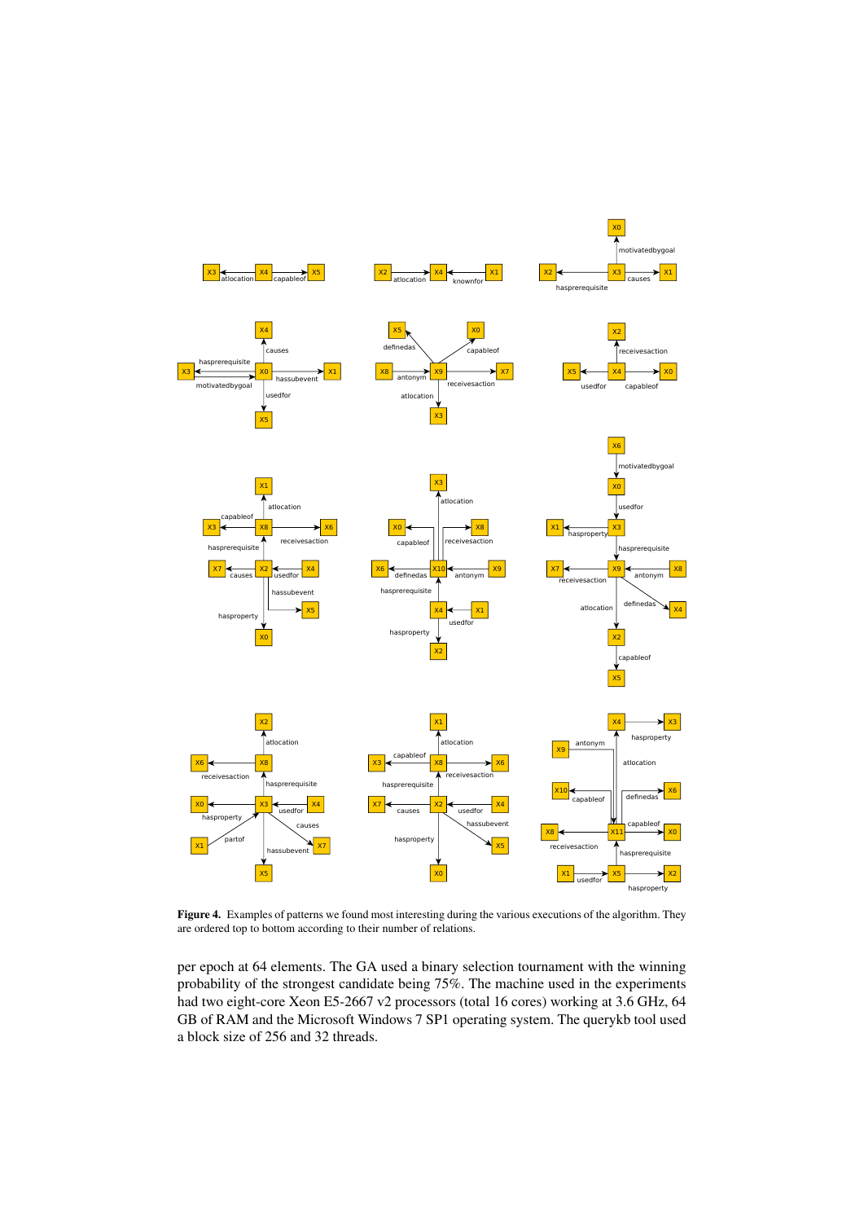**Figure 4.** Examples of patterns we found most interesting during the various executions of the algorithm. They are ordered top to bottom according to their number of relations.

per epoch at 64 elements. The GA used a binary selection tournament with the winning probability of the strongest candidate being 75%. The machine used in the experiments had two eight-core Xeon E5-2667 v2 processors (total 16 cores) working at 3.6 GHz, 64 GB of RAM and the Microsoft Windows 7 SP1 operating system. The querykb tool used a block size of 256 and 32 threads.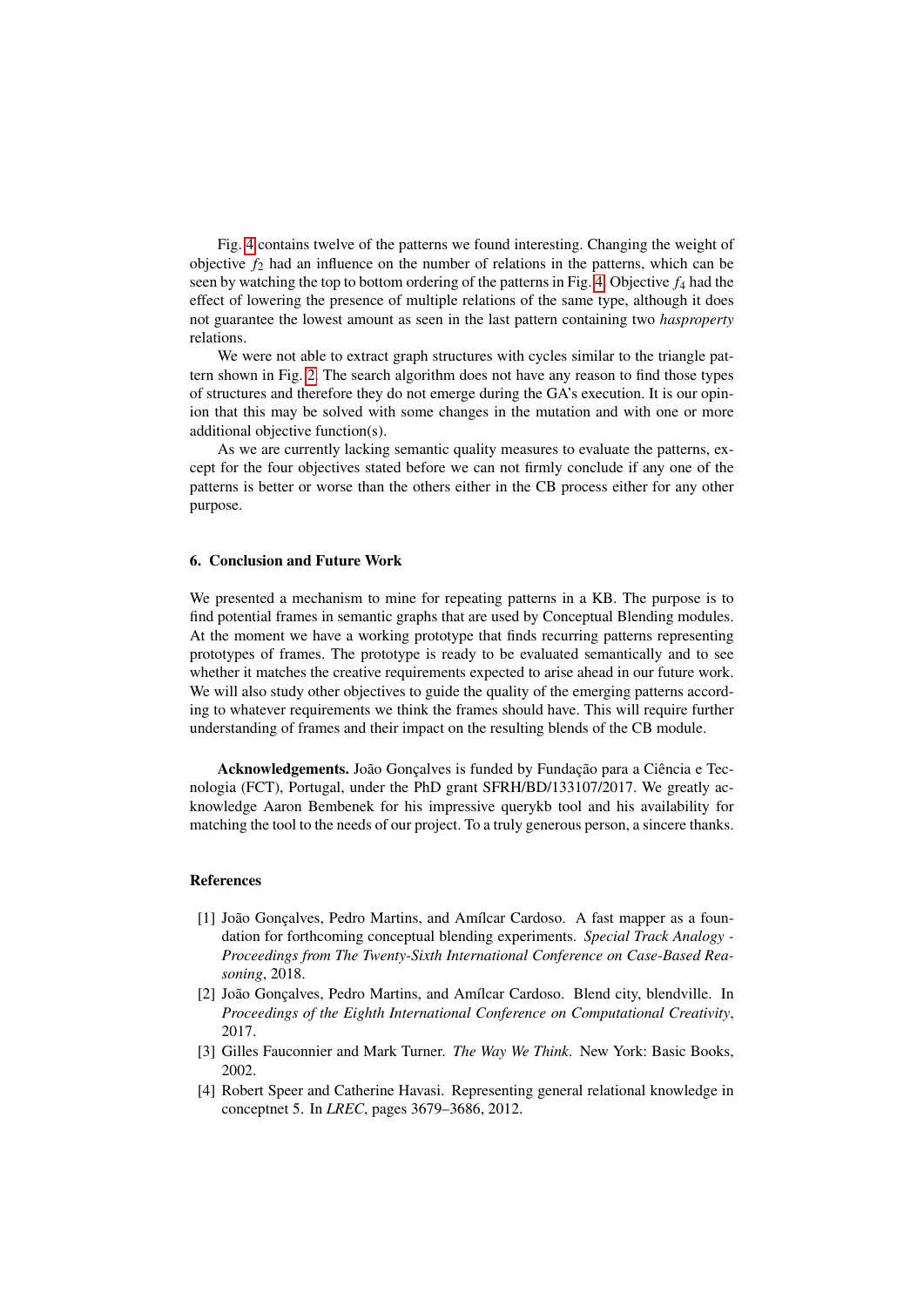Fig. 4 contains twelve of the patterns we found interesting. Changing the weight of objective $f_2$ had an influence on the number of relations in the patterns, which can be seen by watching the top to bottom ordering of the patterns in Fig. 4. Objective $f_4$ had the effect of lowering the presence of multiple relations of the same type, although it does not guarantee the lowest amount as seen in the last pattern containing two *hasproperty* relations.

We were not able to extract graph structures with cycles similar to the triangle pattern shown in Fig. 2. The search algorithm does not have any reason to find those types of structures and therefore they do not emerge during the GA's execution. It is our opinion that this may be solved with some changes in the mutation and with one or more additional objective function(s).

As we are currently lacking semantic quality measures to evaluate the patterns, except for the four objectives stated before we can not firmly conclude if any one of the patterns is better or worse than the others either in the CB process either for any other purpose.

## 6. Conclusion and Future Work

We presented a mechanism to mine for repeating patterns in a KB. The purpose is to find potential frames in semantic graphs that are used by Conceptual Blending modules. At the moment we have a working prototype that finds recurring patterns representing prototypes of frames. The prototype is ready to be evaluated semantically and to see whether it matches the creative requirements expected to arise ahead in our future work. We will also study other objectives to guide the quality of the emerging patterns according to whatever requirements we think the frames should have. This will require further understanding of frames and their impact on the resulting blends of the CB module.

**Acknowledgements.** João Gonçalves is funded by Fundação para a Ciência e Tecnologia (FCT), Portugal, under the PhD grant SFRH/BD/133107/2017. We greatly acknowledge Aaron Bembenek for his impressive querykb tool and his availability for matching the tool to the needs of our project. To a truly generous person, a sincere thanks.

## References

[1] João Gonçalves, Pedro Martins, and Amílcar Cardoso. A fast mapper as a foundation for forthcoming conceptual blending experiments. *Special Track Analogy - Proceedings from The Twenty-Sixth International Conference on Case-Based Reasoning*, 2018.

[2] João Gonçalves, Pedro Martins, and Amílcar Cardoso. Blend city, blendville. In *Proceedings of the Eighth International Conference on Computational Creativity*, 2017.

[3] Gilles Fauconnier and Mark Turner. *The Way We Think*. New York: Basic Books, 2002.

[4] Robert Speer and Catherine Havasi. Representing general relational knowledge in conceptnet 5. In *LREC*, pages 3679–3686, 2012.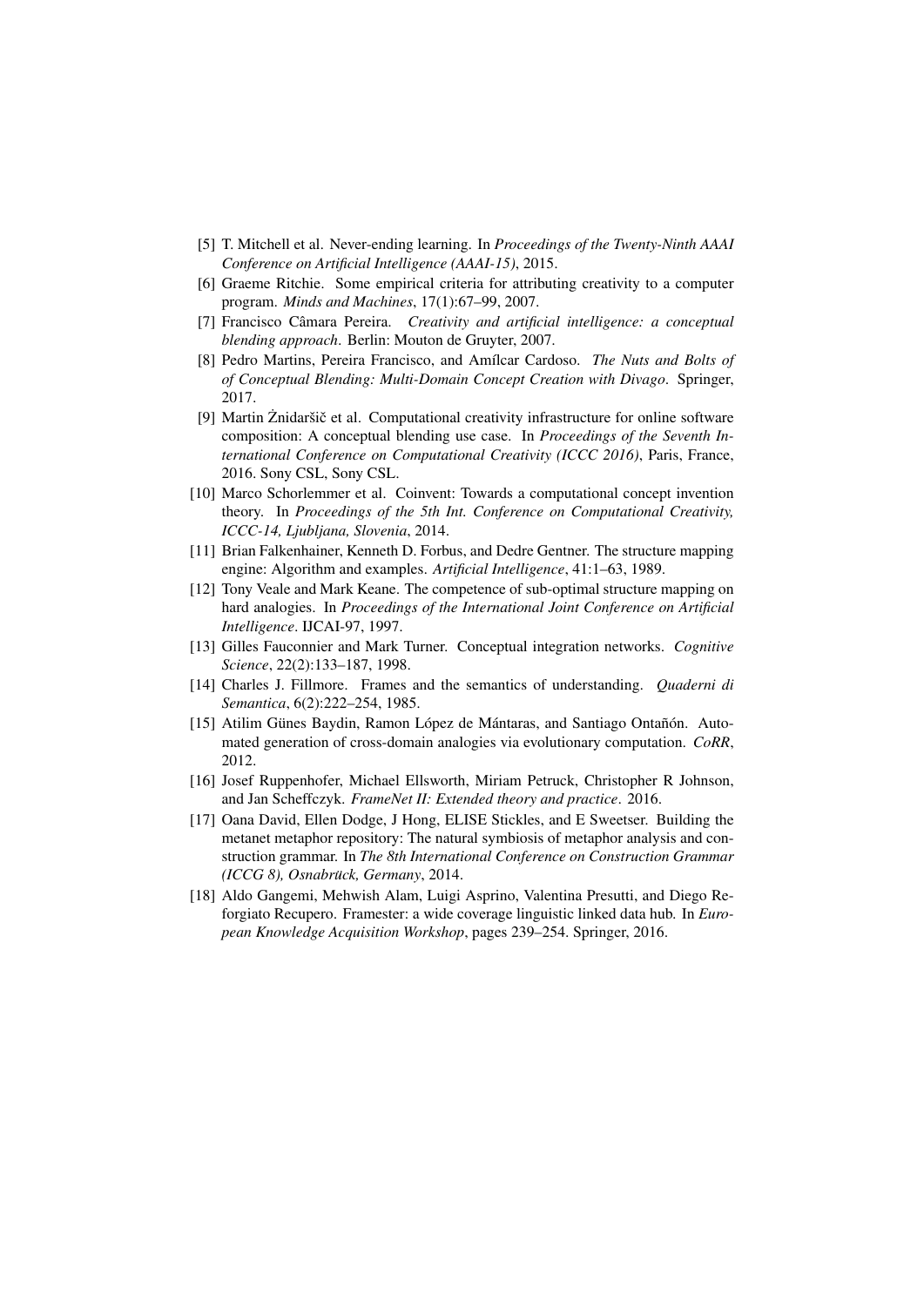[5] T. Mitchell et al. Never-ending learning. In *Proceedings of the Twenty-Ninth AAAI Conference on Artificial Intelligence (AAAI-15)*, 2015.

[6] Graeme Ritchie. Some empirical criteria for attributing creativity to a computer program. *Minds and Machines*, 17(1):67–99, 2007.

[7] Francisco Câmara Pereira. *Creativity and artificial intelligence: a conceptual blending approach*. Berlin: Mouton de Gruyter, 2007.

[8] Pedro Martins, Pereira Francisco, and Amílcar Cardoso. *The Nuts and Bolts of of Conceptual Blending: Multi-Domain Concept Creation with Divago*. Springer, 2017.

[9] Martin Żnidaršič et al. Computational creativity infrastructure for online software composition: A conceptual blending use case. In *Proceedings of the Seventh International Conference on Computational Creativity (ICCC 2016)*, Paris, France, 2016. Sony CSL, Sony CSL.

[10] Marco Schorlemmer et al. Coinvent: Towards a computational concept invention theory. In *Proceedings of the 5th Int. Conference on Computational Creativity, ICCC-14, Ljubljana, Slovenia*, 2014.

[11] Brian Falkenhainer, Kenneth D. Forbus, and Dedre Gentner. The structure mapping engine: Algorithm and examples. *Artificial Intelligence*, 41:1–63, 1989.

[12] Tony Veale and Mark Keane. The competence of sub-optimal structure mapping on hard analogies. In *Proceedings of the International Joint Conference on Artificial Intelligence*. IJCAI-97, 1997.

[13] Gilles Fauconnier and Mark Turner. Conceptual integration networks. *Cognitive Science*, 22(2):133–187, 1998.

[14] Charles J. Fillmore. Frames and the semantics of understanding. *Quaderni di Semantica*, 6(2):222–254, 1985.

[15] Atilim Günes Baydin, Ramon López de Mántaras, and Santiago Ontañón. Automated generation of cross-domain analogies via evolutionary computation. *CoRR*, 2012.

[16] Josef Ruppenhofer, Michael Ellsworth, Miriam Petruck, Christopher R Johnson, and Jan Scheffczyk. *FrameNet II: Extended theory and practice*. 2016.

[17] Oana David, Ellen Dodge, J Hong, ELISE Stickles, and E Sweetser. Building the metanet metaphor repository: The natural symbiosis of metaphor analysis and construction grammar. In *The 8th International Conference on Construction Grammar (ICCG 8), Osnabrück, Germany*, 2014.

[18] Aldo Gangemi, Mehwish Alam, Luigi Asprino, Valentina Presutti, and Diego Reforgiato Recupero. Framester: a wide coverage linguistic linked data hub. In *European Knowledge Acquisition Workshop*, pages 239–254. Springer, 2016.